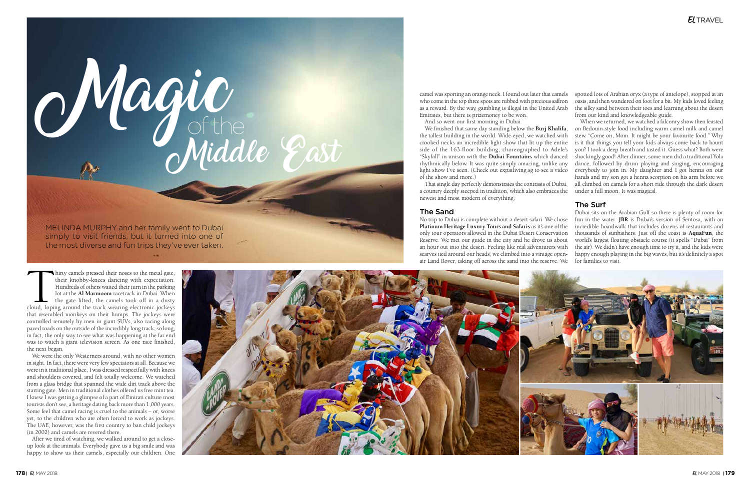# Magic of the Middle East

MELINDA MURPHY and her family went to Dubai simply to visit friends, but it turned into one of the most diverse and fun trips they've ever taken.

Thirty camels pressed their noses to the metal gate, their knobby-knees dancing with expectation. Hundreds of others waited their turn in the parking lot at the **Al Marmoom** racetrack in Dubai. When the gate lifted, the camels took off in a dusty cloud, loping around the track wearing electronic jockeys that resembled monkeys on their humps. The jockeys were controlled remotely by men in giant SUVs, also racing along paved roads on the outside of the incredibly long track; so long, in fact, the only way to see what was happening at the far end was to watch a giant television screen. As one race finished, the next began.

We were the only Westerners around, with no other women in sight. In fact, there were very few spectators at all. Because we were in a traditional place, I was dressed respectfully with knees and shoulders covered, and felt totally welcome. We watched from a glass bridge that spanned the wide dirt track above the starting gate. Men in traditional clothes offered us free mint tea. I knew I was getting a glimpse of a part of Emirati culture most tourists don't see, a heritage dating back more than 1,000 years. Some feel that camel racing is cruel to the animals – or, worse yet, to the children who are often forced to work as jockeys. The UAE, however, was the first country to ban child jockeys (in 2002) and camels are revered there.

After we tired of watching, we walked around to get a close-up look at the animals. Everybody gave us a big smile and was happy to show us their camels, especially our children. One camel was sporting an orange neck. I found out later that camels who come in the top three spots are rubbed with precious saffron as a reward. By the way, gambling is illegal in the United Arab Emirates, but there is prizemoney to be won.

And so went our first morning in Dubai.

We finished that same day standing below the **Burj Khalifa**, the tallest building in the world. Wide-eyed, we watched with crooked necks an incredible light show that lit up the entire side of the 163-floor building, choreographed to Adele's "Skyfall" in unison with the **Dubai Fountains** which danced rhythmically below. It was quite simply amazing, unlike any light show I've seen. (Check out expatliving.sg to see a video of the show and more.)

That single day perfectly demonstrates the contrasts of Dubai, a country deeply steeped in tradition, which also embraces the newest and most modern of everything.

## The Sand

No trip to Dubai is complete without a desert safari. We chose **Platinum Heritage Luxury Tours and Safaris** as it's one of the only tour operators allowed in the Dubai Desert Conservation Reserve. We met our guide in the city and he drove us about an hour out into the desert. Feeling like real adventurers with scarves tied around our heads, we climbed into a vintage open-air Land Rover, taking off across the sand into the reserve. We spotted lots of Arabian oryx (a type of antelope), stopped at an oasis, and then wandered on foot for a bit. My kids loved feeling the silky sand between their toes and learning about the desert from our kind and knowledgeable guide.

When we returned, we watched a falconry show then feasted on Bedouin-style food including warm camel milk and camel stew. "Come on, Mom. It might be your favourite food." Why is it that things you tell your kids always come back to haunt you? I took a deep breath and tasted it. Guess what? Both were shockingly good! After dinner, some men did a traditional Yola dance, followed by drum playing and singing, encouraging everybody to join in. My daughter and I got henna on our hands and my son got a henna scorpion on his arm before we all climbed on camels for a short ride through the dark desert under a full moon. It was magical.

## The Surf

Dubai sits on the Arabian Gulf so there is plenty of room for fun in the water. **JBR** is Dubai's version of Sentosa, with an incredible boardwalk that includes dozens of restaurants and thousands of sunbathers. Just off the coast is **AquaFun**, the world's largest floating obstacle course (it spells "Dubai" from the air). We didn't have enough time to try it, and the kids were happy enough playing in the big waves, but it's definitely a spot for families to visit.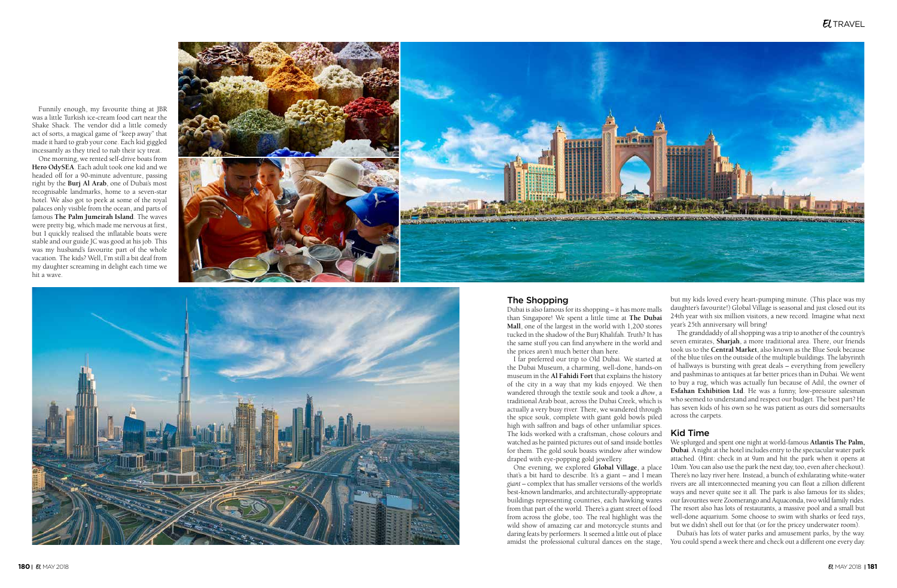Funnily enough, my favourite thing at JBR was a little Turkish ice-cream food cart near the Shake Shack. The vendor did a little comedy act of sorts, a magical game of "keep away" that made it hard to grab your cone. Each kid giggled incessantly as they tried to nab their icy treat.

One morning, we rented self-drive boats from **Hero OdySEA**. Each adult took one kid and we headed off for a 90-minute adventure, passing right by the **Burj Al Arab**, one of Dubai's most recognisable landmarks, home to a seven-star hotel. We also got to peek at some of the royal palaces only visible from the ocean, and parts of famous **The Palm Jumeirah Island**. The waves were pretty big, which made me nervous at first, but I quickly realised the inflatable boats were stable and our guide JC was good at his job. This was my husband's favourite part of the whole vacation. The kids? Well, I'm still a bit deaf from my daughter screaming in delight each time we hit a wave.

## The Shopping

Dubai is also famous for its shopping – it has more malls than Singapore! We spent a little time at **The Dubai Mall**, one of the largest in the world with 1,200 stores tucked in the shadow of the Burj Khalifah. Truth? It has the same stuff you can find anywhere in the world and the prices aren't much better than here.

I far preferred our trip to Old Dubai. We started at the Dubai Museum, a charming, well-done, hands-on museum in the **Al Fahidi Fort** that explains the history of the city in a way that my kids enjoyed. We then wandered through the textile souk and took a *dhow*, a traditional Arab boat, across the Dubai Creek, which is actually a very busy river. There, we wandered through the spice souk, complete with giant gold bowls piled high with saffron and bags of other unfamiliar spices. The kids worked with a craftsman, chose colours and watched as he painted pictures out of sand inside bottles for them. The gold souk boasts window after window draped with eye-popping gold jewellery.

One evening, we explored **Global Village**, a place that's a bit hard to describe. It's a giant – and I mean *giant* – complex that has smaller versions of the world's best-known landmarks, and architecturally-appropriate buildings representing countries, each hawking wares from that part of the world. There's a giant street of food from across the globe, too. The real highlight was the wild show of amazing car and motorcycle stunts and daring feats by performers. It seemed a little out of place amidst the professional cultural dances on the stage, but my kids loved every heart-pumping minute. (This place was my daughter's favourite!) Global Village is seasonal and just closed out its 24th year with six million visitors, a new record. Imagine what next year's 25th anniversary will bring!

The granddaddy of all shopping was a trip to another of the country's seven emirates, **Sharjah**, a more traditional area. There, our friends took us to the **Central Market**, also known as the Blue Souk because of the blue tiles on the outside of the multiple buildings. The labyrinth of hallways is bursting with great deals – everything from jewellery and pashminas to antiques at far better prices than in Dubai. We went to buy a rug, which was actually fun because of Adil, the owner of **Esfahan Exhibition Ltd**. He was a funny, low-pressure salesman who seemed to understand and respect our budget. The best part? He has seven kids of his own so he was patient as ours did somersaults across the carpets.

## Kid Time

We splurged and spent one night at world-famous **Atlantis The Palm, Dubai**. A night at the hotel includes entry to the spectacular water park attached. (Hint: check in at 9am and hit the park when it opens at 10am. You can also use the park the next day, too, even after checkout). There's no lazy river here. Instead, a bunch of exhilarating white-water rivers are all interconnected meaning you can float a zillion different ways and never quite see it all. The park is also famous for its slides; our favourites were Zoomerango and Aquaconda, two wild family rides. The resort also has lots of restaurants, a massive pool and a small but well-done aquarium. Some choose to swim with sharks or feed rays, but we didn't shell out for that (or for the pricey underwater room).

Dubai's has *lots* of water parks and amusement parks, by the way. You could spend a week there and check out a different one every day.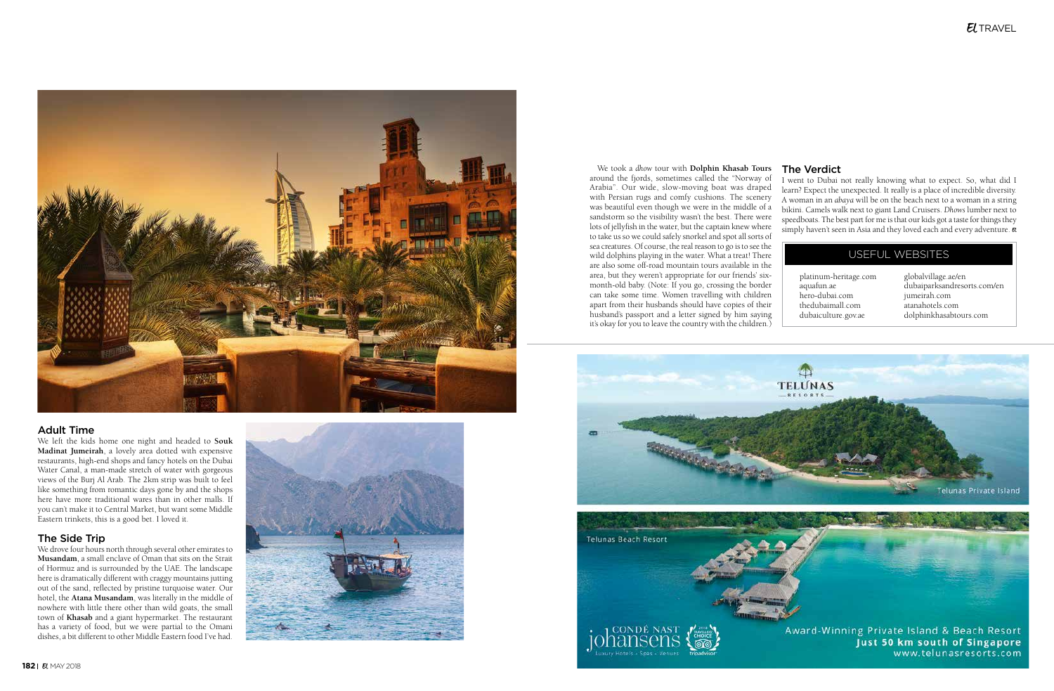## Adult Time

We left the kids home one night and headed to **Souk Madinat Jumeirah**, a lovely area dotted with expensive restaurants, high-end shops and fancy hotels on the Dubai Water Canal, a man-made stretch of water with gorgeous views of the Burj Al Arab. The 2km strip was built to feel like something from romantic days gone by and the shops here have more traditional wares than in other malls. If you can't make it to Central Market, but want some Middle Eastern trinkets, this is a good bet. I loved it.

## The Side Trip

We drove four hours north through several other emirates to **Musandam**, a small enclave of Oman that sits on the Strait of Hormuz and is surrounded by the UAE. The landscape here is dramatically different with craggy mountains jutting out of the sand, reflected by pristine turquoise water. Our hotel, the **Atana Musandam**, was literally in the middle of nowhere with little there other than wild goats, the small town of **Khasab** and a giant hypermarket. The restaurant has a variety of food, but we were partial to the Omani dishes, a bit different to other Middle Eastern food I've had.

We took a *dhow* tour with **Dolphin Khasab Tours** around the fjords, sometimes called the "Norway of Arabia". Our wide, slow-moving boat was draped with Persian rugs and comfy cushions. The scenery was beautiful even though we were in the middle of a sandstorm so the visibility wasn't the best. There were lots of jellyfish in the water, but the captain knew where to take us so we could safely snorkel and spot all sorts of sea creatures. Of course, the real reason to go is to see the wild dolphins playing in the water. What a treat! There are also some off-road mountain tours available in the area, but they weren't appropriate for our friends' six-month-old baby. (Note: If you go, crossing the border can take some time. Women travelling with children apart from their husbands should have copies of their husband's passport and a letter signed by him saying it's okay for you to leave the country with the children.)

## The Verdict

I went to Dubai not really knowing what to expect. So, what did I learn? Expect the unexpected. It really is a place of incredible diversity. A woman in an *abaya* will be on the beach next to a woman in a string bikini. Camels walk next to giant Land Cruisers. *Dhows* lumber next to speedboats. The best part for me is that our kids got a taste for things they simply haven't seen in Asia and they loved each and every adventure.

## USEFUL WEBSITES

platinum-heritage.com
aquafun.ae
hero-dubai.com
thedubaimall.com
dubaiculture.gov.ae
globalvillage.ae/en
dubaiparksandresorts.com/en
jumeirah.com
atanahotels.com
dolphinkhasabtours.com

TELUNAS RESORTS

Telunas Private Island

Telunas Beach Resort

Award-Winning Private Island & Beach Resort
**Just 50 km south of Singapore**
www.telunasresorts.com